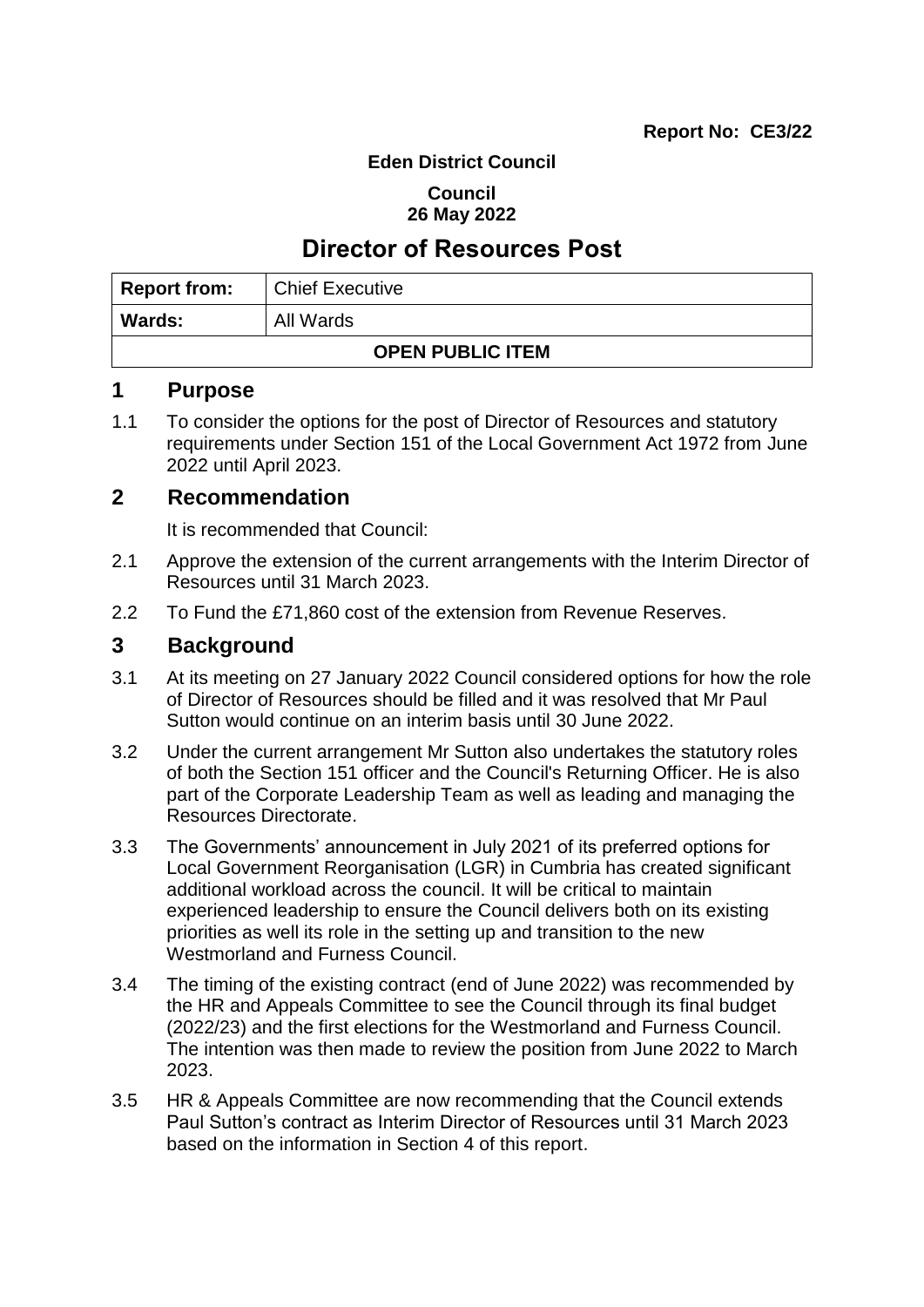**Report No: CE3/22**

**Eden District Council**

**Council**
**26 May 2022**

# Director of Resources Post

| **Report from:** | Chief Executive |
| --- | --- |
| **Wards:** | All Wards |
| **OPEN PUBLIC ITEM** | |

## 1 Purpose

1.1 To consider the options for the post of Director of Resources and statutory requirements under Section 151 of the Local Government Act 1972 from June 2022 until April 2023.

## 2 Recommendation

It is recommended that Council:

2.1 Approve the extension of the current arrangements with the Interim Director of Resources until 31 March 2023.

2.2 To Fund the £71,860 cost of the extension from Revenue Reserves.

## 3 Background

3.1 At its meeting on 27 January 2022 Council considered options for how the role of Director of Resources should be filled and it was resolved that Mr Paul Sutton would continue on an interim basis until 30 June 2022.

3.2 Under the current arrangement Mr Sutton also undertakes the statutory roles of both the Section 151 officer and the Council's Returning Officer. He is also part of the Corporate Leadership Team as well as leading and managing the Resources Directorate.

3.3 The Governments' announcement in July 2021 of its preferred options for Local Government Reorganisation (LGR) in Cumbria has created significant additional workload across the council. It will be critical to maintain experienced leadership to ensure the Council delivers both on its existing priorities as well its role in the setting up and transition to the new Westmorland and Furness Council.

3.4 The timing of the existing contract (end of June 2022) was recommended by the HR and Appeals Committee to see the Council through its final budget (2022/23) and the first elections for the Westmorland and Furness Council. The intention was then made to review the position from June 2022 to March 2023.

3.5 HR & Appeals Committee are now recommending that the Council extends Paul Sutton's contract as Interim Director of Resources until 31 March 2023 based on the information in Section 4 of this report.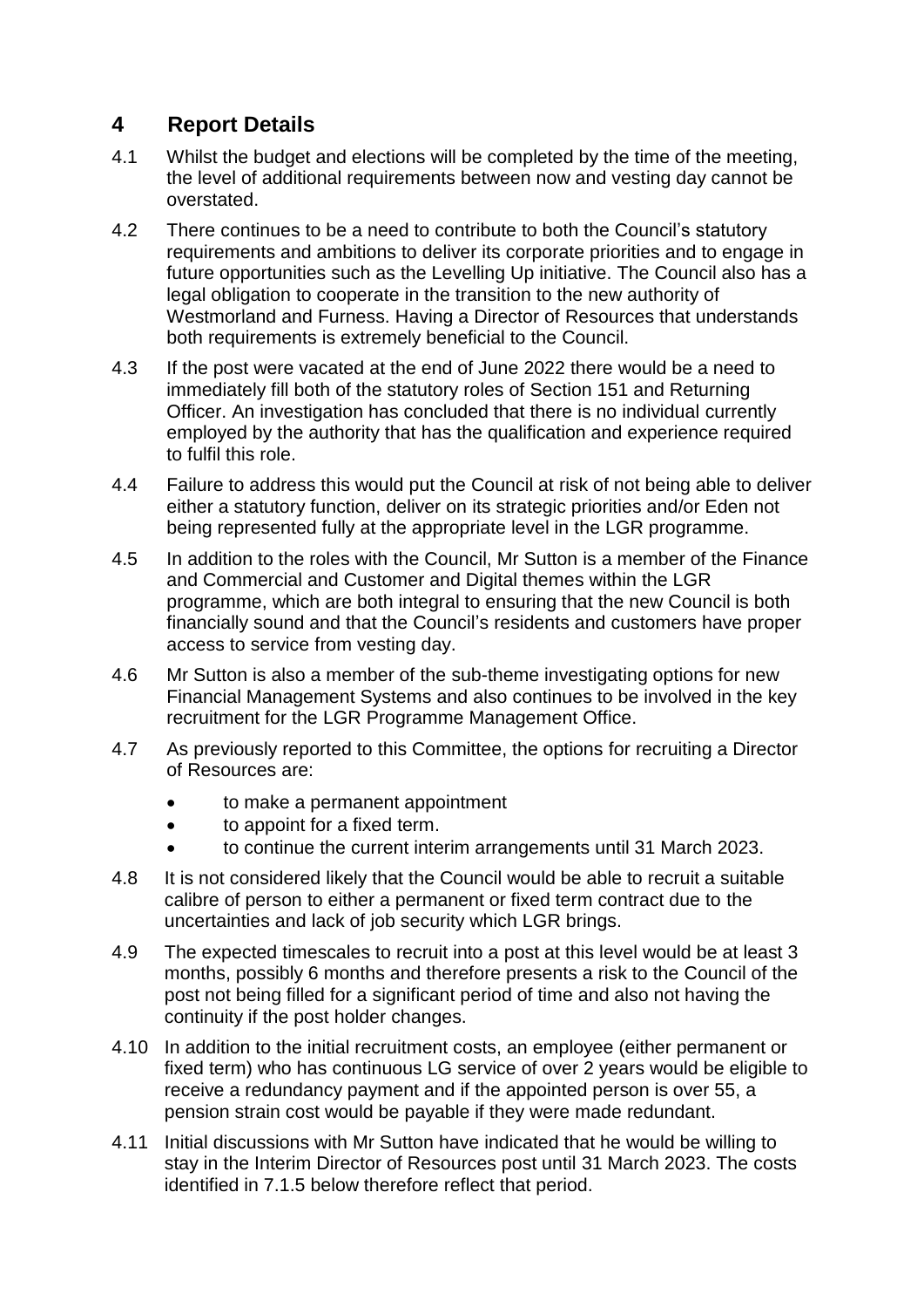## 4 Report Details

4.1 Whilst the budget and elections will be completed by the time of the meeting, the level of additional requirements between now and vesting day cannot be overstated.

4.2 There continues to be a need to contribute to both the Council's statutory requirements and ambitions to deliver its corporate priorities and to engage in future opportunities such as the Levelling Up initiative. The Council also has a legal obligation to cooperate in the transition to the new authority of Westmorland and Furness. Having a Director of Resources that understands both requirements is extremely beneficial to the Council.

4.3 If the post were vacated at the end of June 2022 there would be a need to immediately fill both of the statutory roles of Section 151 and Returning Officer. An investigation has concluded that there is no individual currently employed by the authority that has the qualification and experience required to fulfil this role.

4.4 Failure to address this would put the Council at risk of not being able to deliver either a statutory function, deliver on its strategic priorities and/or Eden not being represented fully at the appropriate level in the LGR programme.

4.5 In addition to the roles with the Council, Mr Sutton is a member of the Finance and Commercial and Customer and Digital themes within the LGR programme, which are both integral to ensuring that the new Council is both financially sound and that the Council's residents and customers have proper access to service from vesting day.

4.6 Mr Sutton is also a member of the sub-theme investigating options for new Financial Management Systems and also continues to be involved in the key recruitment for the LGR Programme Management Office.

4.7 As previously reported to this Committee, the options for recruiting a Director of Resources are:

- to make a permanent appointment
- to appoint for a fixed term.
- to continue the current interim arrangements until 31 March 2023.

4.8 It is not considered likely that the Council would be able to recruit a suitable calibre of person to either a permanent or fixed term contract due to the uncertainties and lack of job security which LGR brings.

4.9 The expected timescales to recruit into a post at this level would be at least 3 months, possibly 6 months and therefore presents a risk to the Council of the post not being filled for a significant period of time and also not having the continuity if the post holder changes.

4.10 In addition to the initial recruitment costs, an employee (either permanent or fixed term) who has continuous LG service of over 2 years would be eligible to receive a redundancy payment and if the appointed person is over 55, a pension strain cost would be payable if they were made redundant.

4.11 Initial discussions with Mr Sutton have indicated that he would be willing to stay in the Interim Director of Resources post until 31 March 2023. The costs identified in 7.1.5 below therefore reflect that period.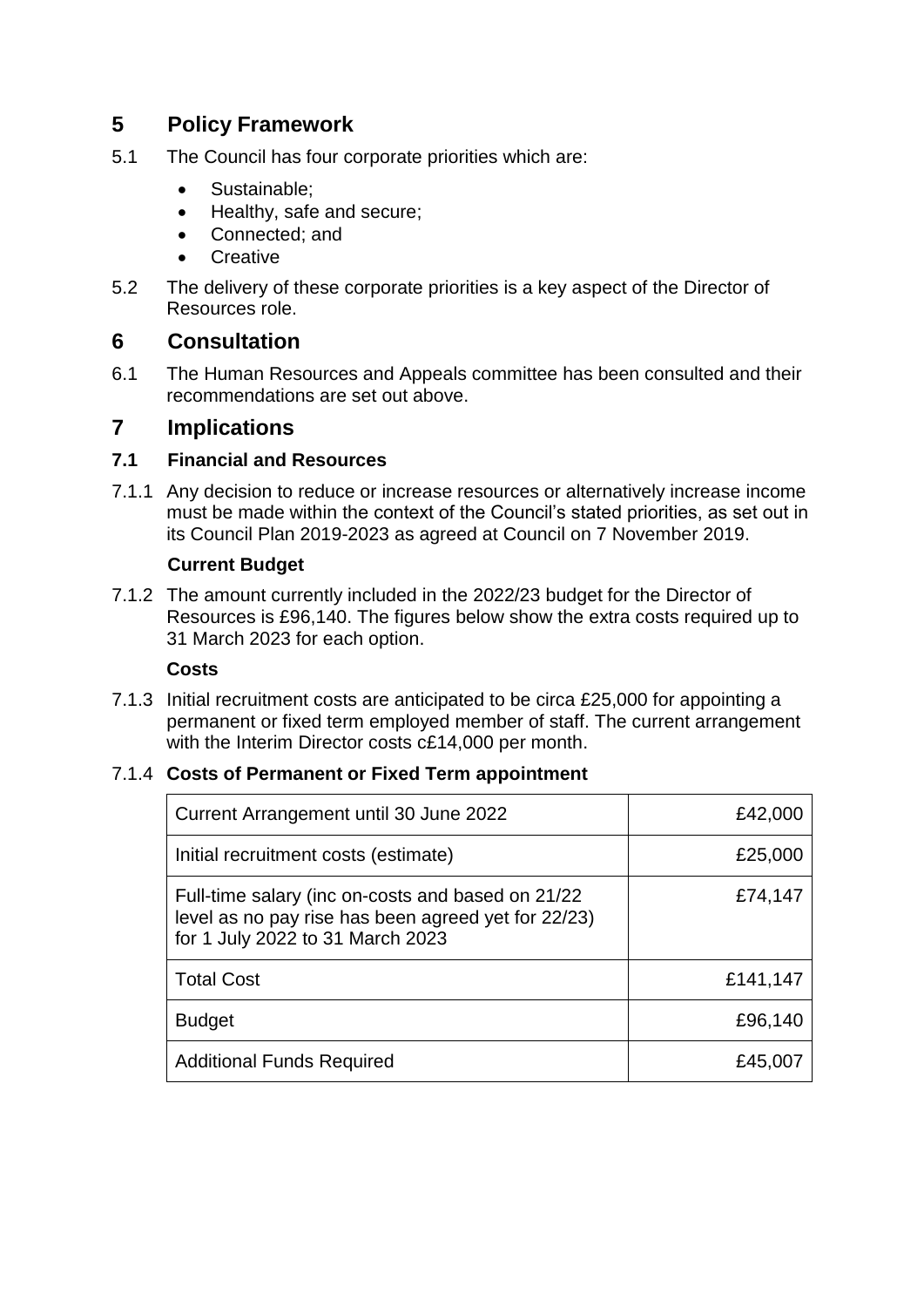## 5 Policy Framework

5.1 The Council has four corporate priorities which are:

- Sustainable;
- Healthy, safe and secure;
- Connected; and
- Creative

5.2 The delivery of these corporate priorities is a key aspect of the Director of Resources role.

## 6 Consultation

6.1 The Human Resources and Appeals committee has been consulted and their recommendations are set out above.

## 7 Implications

### 7.1 Financial and Resources

7.1.1 Any decision to reduce or increase resources or alternatively increase income must be made within the context of the Council's stated priorities, as set out in its Council Plan 2019-2023 as agreed at Council on 7 November 2019.

**Current Budget**

7.1.2 The amount currently included in the 2022/23 budget for the Director of Resources is £96,140. The figures below show the extra costs required up to 31 March 2023 for each option.

**Costs**

7.1.3 Initial recruitment costs are anticipated to be circa £25,000 for appointing a permanent or fixed term employed member of staff. The current arrangement with the Interim Director costs c£14,000 per month.

7.1.4 **Costs of Permanent or Fixed Term appointment**

| Item | Amount |
|---|---|
| Current Arrangement until 30 June 2022 | £42,000 |
| Initial recruitment costs (estimate) | £25,000 |
| Full-time salary (inc on-costs and based on 21/22 level as no pay rise has been agreed yet for 22/23) for 1 July 2022 to 31 March 2023 | £74,147 |
| Total Cost | £141,147 |
| Budget | £96,140 |
| Additional Funds Required | £45,007 |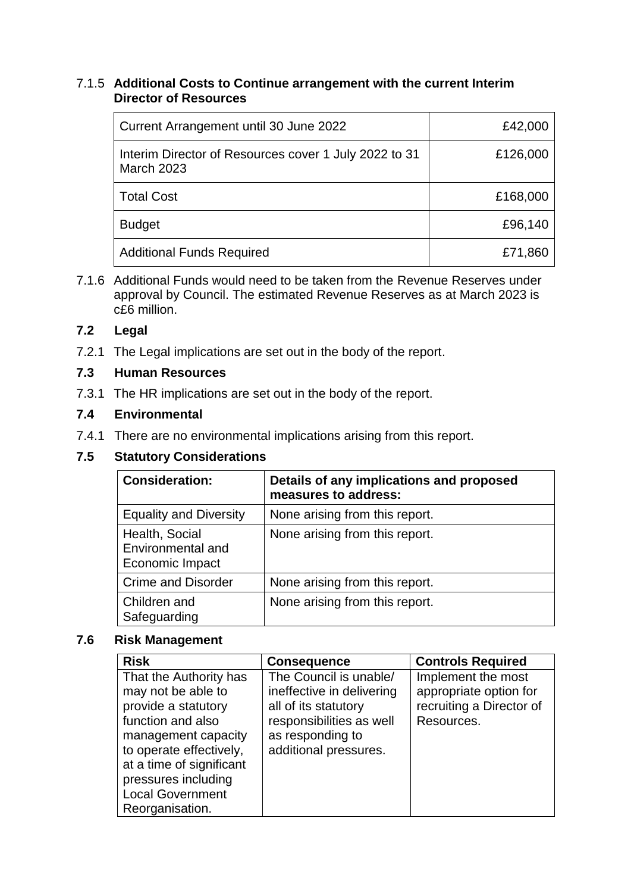7.1.5 **Additional Costs to Continue arrangement with the current Interim Director of Resources**

| | |
|---|---:|
| Current Arrangement until 30 June 2022 | £42,000 |
| Interim Director of Resources cover 1 July 2022 to 31 March 2023 | £126,000 |
| Total Cost | £168,000 |
| Budget | £96,140 |
| Additional Funds Required | £71,860 |

7.1.6 Additional Funds would need to be taken from the Revenue Reserves under approval by Council. The estimated Revenue Reserves as at March 2023 is c£6 million.

### 7.2 Legal

7.2.1 The Legal implications are set out in the body of the report.

### 7.3 Human Resources

7.3.1 The HR implications are set out in the body of the report.

### 7.4 Environmental

7.4.1 There are no environmental implications arising from this report.

### 7.5 Statutory Considerations

| **Consideration:** | **Details of any implications and proposed measures to address:** |
|---|---|
| Equality and Diversity | None arising from this report. |
| Health, Social Environmental and Economic Impact | None arising from this report. |
| Crime and Disorder | None arising from this report. |
| Children and Safeguarding | None arising from this report. |

### 7.6 Risk Management

| **Risk** | **Consequence** | **Controls Required** |
|---|---|---|
| That the Authority has may not be able to provide a statutory function and also management capacity to operate effectively, at a time of significant pressures including Local Government Reorganisation. | The Council is unable/ ineffective in delivering all of its statutory responsibilities as well as responding to additional pressures. | Implement the most appropriate option for recruiting a Director of Resources. |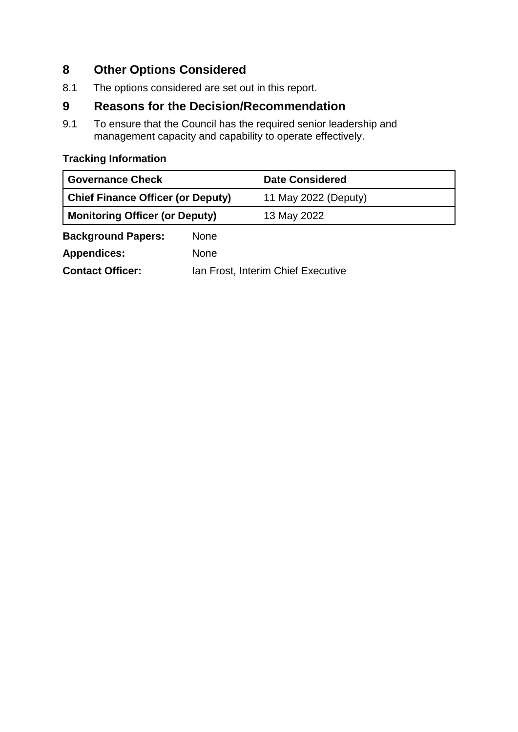## 8 Other Options Considered

8.1 The options considered are set out in this report.

## 9 Reasons for the Decision/Recommendation

9.1 To ensure that the Council has the required senior leadership and management capacity and capability to operate effectively.

**Tracking Information**

| Governance Check | Date Considered |
|---|---|
| **Chief Finance Officer (or Deputy)** | 11 May 2022 (Deputy) |
| **Monitoring Officer (or Deputy)** | 13 May 2022 |

**Background Papers:** None

**Appendices:** None

**Contact Officer:** Ian Frost, Interim Chief Executive